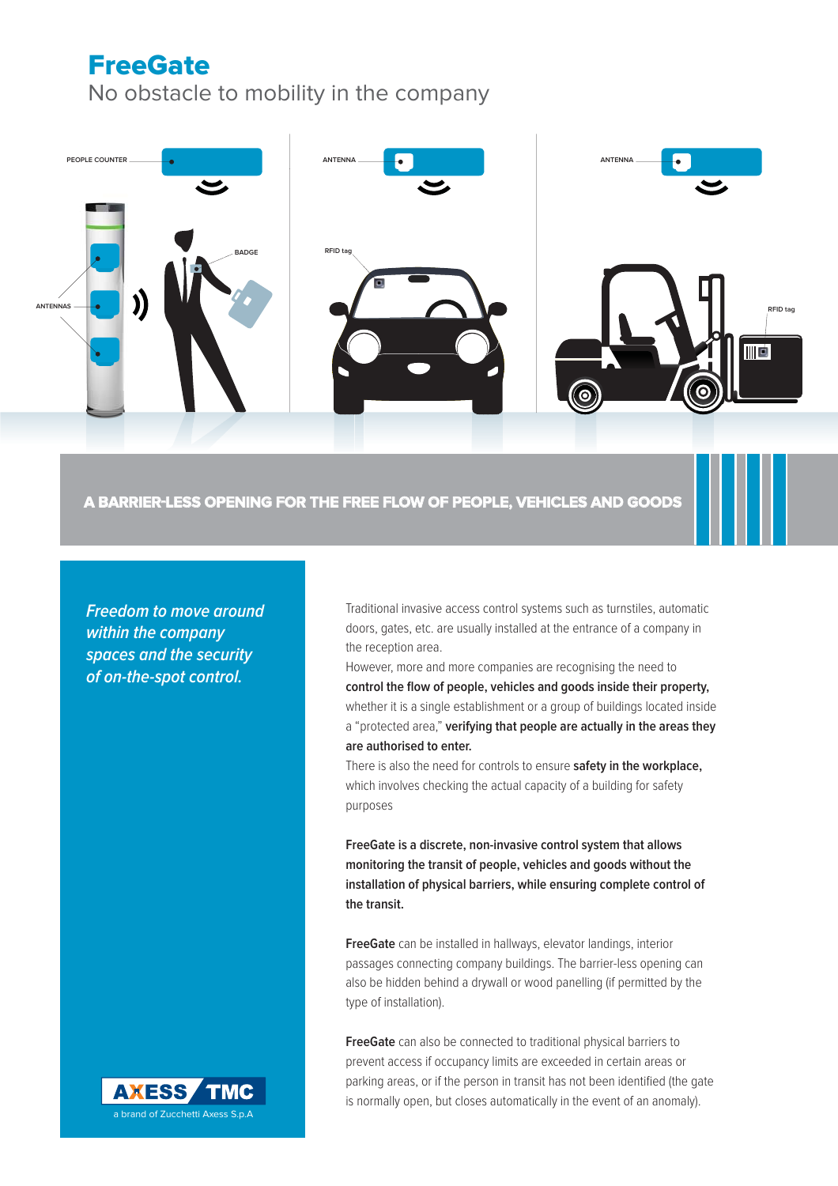# FreeGate

## No obstacle to mobility in the company

PEOPLE COUNTER

ANTENNAS

BADGE

ANTENNA

RFID tag

ANTENNA

RFID tag

**A BARRIER-LESS OPENING FOR THE FREE FLOW OF PEOPLE, VEHICLES AND GOODS**

*Freedom to move around within the company spaces and the security of on-the-spot control.*

Traditional invasive access control systems such as turnstiles, automatic doors, gates, etc. are usually installed at the entrance of a company in the reception area.

However, more and more companies are recognising the need to **control the flow of people, vehicles and goods inside their property,** whether it is a single establishment or a group of buildings located inside a "protected area," **verifying that people are actually in the areas they are authorised to enter.**

There is also the need for controls to ensure **safety in the workplace,** which involves checking the actual capacity of a building for safety purposes

**FreeGate is a discrete, non-invasive control system that allows monitoring the transit of people, vehicles and goods without the installation of physical barriers, while ensuring complete control of the transit.**

**FreeGate** can be installed in hallways, elevator landings, interior passages connecting company buildings. The barrier-less opening can also be hidden behind a drywall or wood panelling (if permitted by the type of installation).

**FreeGate** can also be connected to traditional physical barriers to prevent access if occupancy limits are exceeded in certain areas or parking areas, or if the person in transit has not been identified (the gate is normally open, but closes automatically in the event of an anomaly).

AXESS TMC

a brand of Zucchetti Axess S.p.A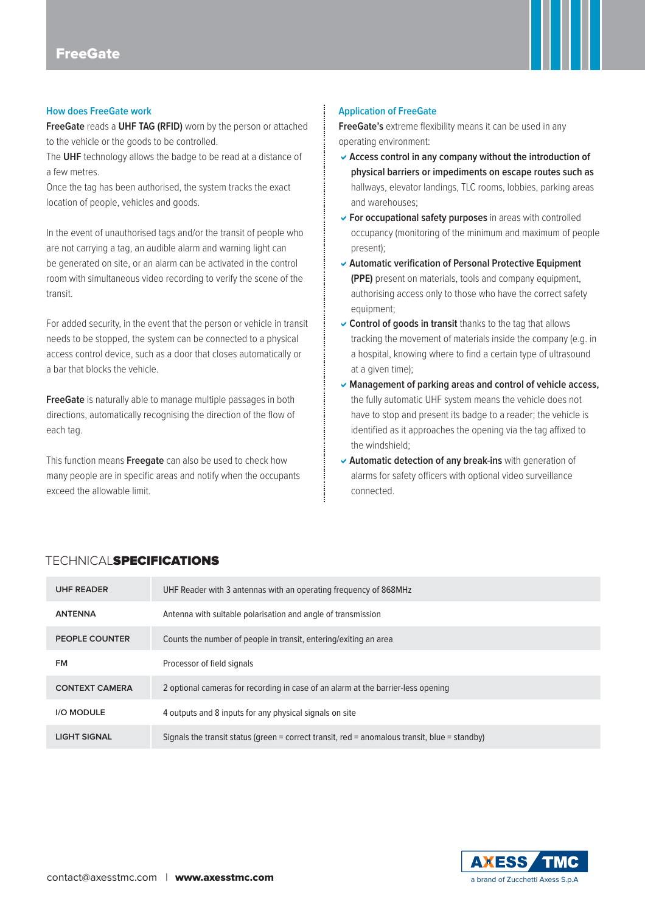# FreeGate

### How does FreeGate work

**FreeGate** reads a **UHF TAG (RFID)** worn by the person or attached to the vehicle or the goods to be controlled.
The **UHF** technology allows the badge to be read at a distance of a few metres.
Once the tag has been authorised, the system tracks the exact location of people, vehicles and goods.

In the event of unauthorised tags and/or the transit of people who are not carrying a tag, an audible alarm and warning light can be generated on site, or an alarm can be activated in the control room with simultaneous video recording to verify the scene of the transit.

For added security, in the event that the person or vehicle in transit needs to be stopped, the system can be connected to a physical access control device, such as a door that closes automatically or a bar that blocks the vehicle.

**FreeGate** is naturally able to manage multiple passages in both directions, automatically recognising the direction of the flow of each tag.

This function means **Freegate** can also be used to check how many people are in specific areas and notify when the occupants exceed the allowable limit.

### Application of FreeGate

**FreeGate's** extreme flexibility means it can be used in any operating environment:

- **Access control in any company without the introduction of physical barriers or impediments on escape routes such as** hallways, elevator landings, TLC rooms, lobbies, parking areas and warehouses;
- **For occupational safety purposes** in areas with controlled occupancy (monitoring of the minimum and maximum of people present);
- **Automatic verification of Personal Protective Equipment (PPE)** present on materials, tools and company equipment, authorising access only to those who have the correct safety equipment;
- **Control of goods in transit** thanks to the tag that allows tracking the movement of materials inside the company (e.g. in a hospital, knowing where to find a certain type of ultrasound at a given time);
- **Management of parking areas and control of vehicle access,** the fully automatic UHF system means the vehicle does not have to stop and present its badge to a reader; the vehicle is identified as it approaches the opening via the tag affixed to the windshield;
- **Automatic detection of any break-ins** with generation of alarms for safety officers with optional video surveillance connected.

## TECHNICAL**SPECIFICATIONS**

| | |
|---|---|
| **UHF READER** | UHF Reader with 3 antennas with an operating frequency of 868MHz |
| **ANTENNA** | Antenna with suitable polarisation and angle of transmission |
| **PEOPLE COUNTER** | Counts the number of people in transit, entering/exiting an area |
| **FM** | Processor of field signals |
| **CONTEXT CAMERA** | 2 optional cameras for recording in case of an alarm at the barrier-less opening |
| **I/O MODULE** | 4 outputs and 8 inputs for any physical signals on site |
| **LIGHT SIGNAL** | Signals the transit status (green = correct transit, red = anomalous transit, blue = standby) |

contact@axesstmc.com | **www.axesstmc.com**

AXESS TMC
a brand of Zucchetti Axess S.p.A